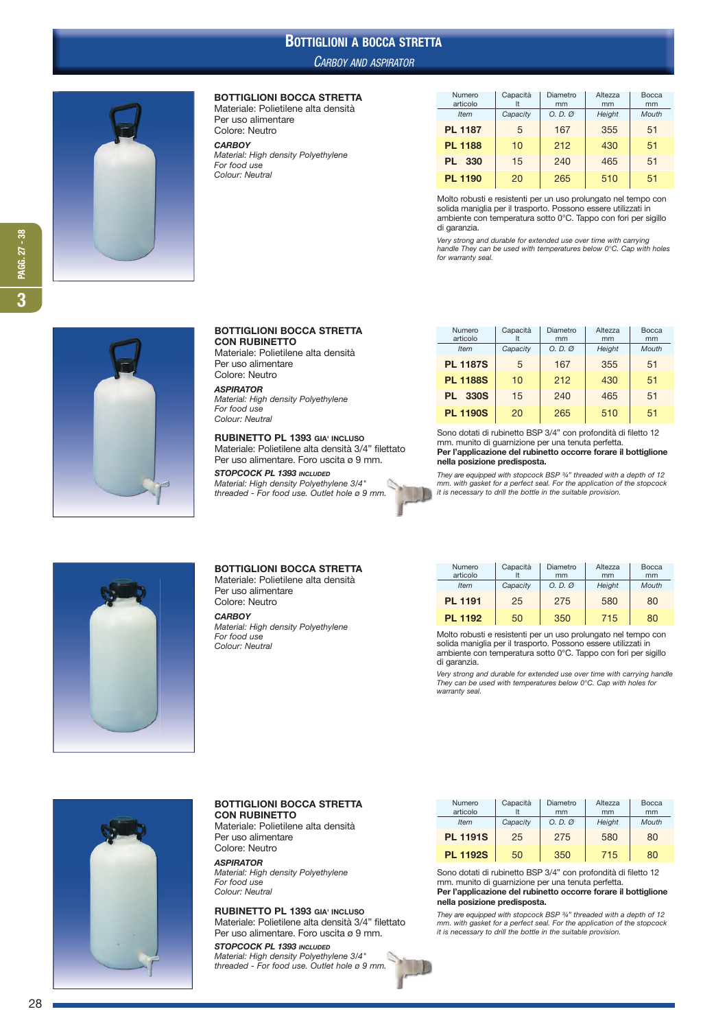# Bottiglioni a bocca stretta

*Carboy and aspirator*

## BOTTIGLIONI BOCCA STRETTA

Materiale: Polietilene alta densità
Per uso alimentare
Colore: Neutro

***CARBOY***
*Material: High density Polyethylene*
*For food use*
*Colour: Neutral*

| Numero articolo<br>*Item* | Capacità lt<br>*Capacity* | Diametro mm<br>*O. D. Ø* | Altezza mm<br>*Height* | Bocca mm<br>*Mouth* |
|---|---|---|---|---|
| **PL 1187** | 5 | 167 | 355 | 51 |
| **PL 1188** | 10 | 212 | 430 | 51 |
| **PL 330** | 15 | 240 | 465 | 51 |
| **PL 1190** | 20 | 265 | 510 | 51 |

Molto robusti e resistenti per un uso prolungato nel tempo con solida maniglia per il trasporto. Possono essere utilizzati in ambiente con temperatura sotto 0°C. Tappo con fori per sigillo di garanzia.

*Very strong and durable for extended use over time with carrying handle They can be used with temperatures below 0°C. Cap with holes for warranty seal.*

## BOTTIGLIONI BOCCA STRETTA CON RUBINETTO

Materiale: Polietilene alta densità
Per uso alimentare
Colore: Neutro

***ASPIRATOR***
*Material: High density Polyethylene*
*For food use*
*Colour: Neutral*

**RUBINETTO PL 1393 GIA' INCLUSO**
Materiale: Polietilene alta densità 3/4" filettato
Per uso alimentare. Foro uscita ø 9 mm.

***STOPCOCK PL 1393 INCLUDED***
*Material: High density Polyethylene 3/4" threaded - For food use. Outlet hole ø 9 mm.*

| Numero articolo<br>*Item* | Capacità lt<br>*Capacity* | Diametro mm<br>*O. D. Ø* | Altezza mm<br>*Height* | Bocca mm<br>*Mouth* |
|---|---|---|---|---|
| **PL 1187S** | 5 | 167 | 355 | 51 |
| **PL 1188S** | 10 | 212 | 430 | 51 |
| **PL 330S** | 15 | 240 | 465 | 51 |
| **PL 1190S** | 20 | 265 | 510 | 51 |

Sono dotati di rubinetto BSP 3/4" con profondità di filetto 12 mm. munito di guarnizione per una tenuta perfetta.
**Per l'applicazione del rubinetto occorre forare il bottiglione nella posizione predisposta.**

*They are equipped with stopcock BSP ¾" threaded with a depth of 12 mm. with gasket for a perfect seal. For the application of the stopcock it is necessary to drill the bottle in the suitable provision.*

## BOTTIGLIONI BOCCA STRETTA

Materiale: Polietilene alta densità
Per uso alimentare
Colore: Neutro

***CARBOY***
*Material: High density Polyethylene*
*For food use*
*Colour: Neutral*

| Numero articolo<br>*Item* | Capacità lt<br>*Capacity* | Diametro mm<br>*O. D. Ø* | Altezza mm<br>*Height* | Bocca mm<br>*Mouth* |
|---|---|---|---|---|
| **PL 1191** | 25 | 275 | 580 | 80 |
| **PL 1192** | 50 | 350 | 715 | 80 |

Molto robusti e resistenti per un uso prolungato nel tempo con solida maniglia per il trasporto. Possono essere utilizzati in ambiente con temperatura sotto 0°C. Tappo con fori per sigillo di garanzia.

*Very strong and durable for extended use over time with carrying handle They can be used with temperatures below 0°C. Cap with holes for warranty seal.*

## BOTTIGLIONI BOCCA STRETTA CON RUBINETTO

Materiale: Polietilene alta densità
Per uso alimentare
Colore: Neutro

***ASPIRATOR***
*Material: High density Polyethylene*
*For food use*
*Colour: Neutral*

**RUBINETTO PL 1393 GIA' INCLUSO**
Materiale: Polietilene alta densità 3/4" filettato
Per uso alimentare. Foro uscita ø 9 mm.

***STOPCOCK PL 1393 INCLUDED***
*Material: High density Polyethylene 3/4" threaded - For food use. Outlet hole ø 9 mm.*

| Numero articolo<br>*Item* | Capacità lt<br>*Capacity* | Diametro mm<br>*O. D. Ø* | Altezza mm<br>*Height* | Bocca mm<br>*Mouth* |
|---|---|---|---|---|
| **PL 1191S** | 25 | 275 | 580 | 80 |
| **PL 1192S** | 50 | 350 | 715 | 80 |

Sono dotati di rubinetto BSP 3/4" con profondità di filetto 12 mm. munito di guarnizione per una tenuta perfetta.
**Per l'applicazione del rubinetto occorre forare il bottiglione nella posizione predisposta.**

*They are equipped with stopcock BSP ¾" threaded with a depth of 12 mm. with gasket for a perfect seal. For the application of the stopcock it is necessary to drill the bottle in the suitable provision.*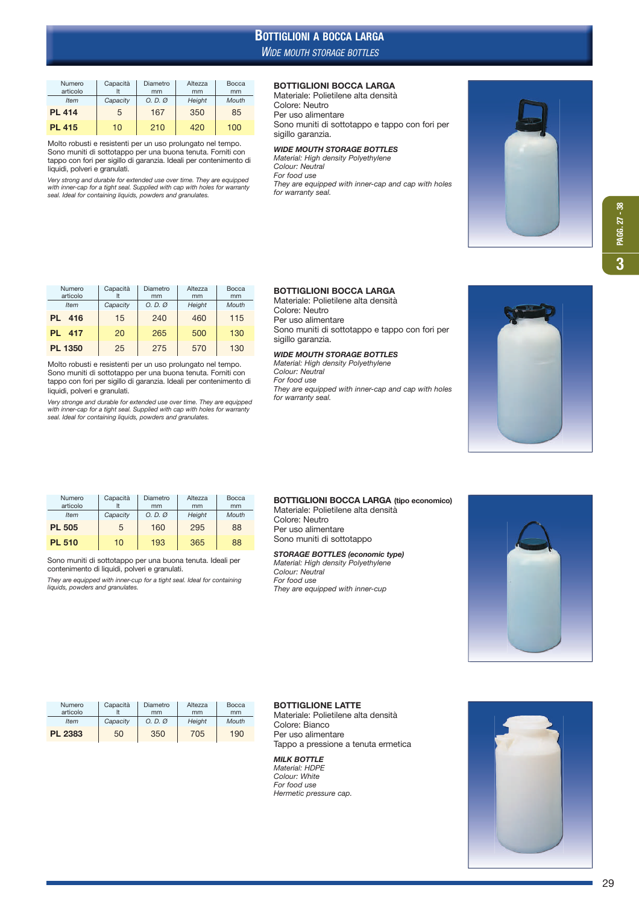# Bottiglioni a bocca larga

## *Wide mouth storage bottles*

| Numero articolo | Capacità lt | Diametro mm | Altezza mm | Bocca mm |
|---|---|---|---|---|
| *Item* | *Capacity* | *O. D. Ø* | *Height* | *Mouth* |
| **PL 414** | 5 | 167 | 350 | 85 |
| **PL 415** | 10 | 210 | 420 | 100 |

Molto robusti e resistenti per un uso prolungato nel tempo. Sono muniti di sottotappo per una buona tenuta. Forniti con tappo con fori per sigillo di garanzia. Ideali per contenimento di liquidi, polveri e granulati.

*Very strong and durable for extended use over time. They are equipped with inner-cap for a tight seal. Supplied with cap with holes for warranty seal. Ideal for containing liquids, powders and granulates.*

**BOTTIGLIONI BOCCA LARGA**
Materiale: Polietilene alta densità
Colore: Neutro
Per uso alimentare
Sono muniti di sottotappo e tappo con fori per sigillo garanzia.

***WIDE MOUTH STORAGE BOTTLES***
*Material: High density Polyethylene*
*Colour: Neutral*
*For food use*
*They are equipped with inner-cap and cap with holes for warranty seal.*

| Numero articolo | Capacità lt | Diametro mm | Altezza mm | Bocca mm |
|---|---|---|---|---|
| *Item* | *Capacity* | *O. D. Ø* | *Height* | *Mouth* |
| **PL 416** | 15 | 240 | 460 | 115 |
| **PL 417** | 20 | 265 | 500 | 130 |
| **PL 1350** | 25 | 275 | 570 | 130 |

Molto robusti e resistenti per un uso prolungato nel tempo. Sono muniti di sottotappo per una buona tenuta. Forniti con tappo con fori per sigillo di garanzia. Ideali per contenimento di liquidi, polveri e granulati.

*Very stronge and durable for extended use over time. They are equipped with inner-cap for a tight seal. Supplied with cap with holes for warranty seal. Ideal for containing liquids, powders and granulates.*

**BOTTIGLIONI BOCCA LARGA**
Materiale: Polietilene alta densità
Colore: Neutro
Per uso alimentare
Sono muniti di sottotappo e tappo con fori per sigillo garanzia.

***WIDE MOUTH STORAGE BOTTLES***
*Material: High density Polyethylene*
*Colour: Neutral*
*For food use*
*They are equipped with inner-cap and cap with holes for warranty seal.*

| Numero articolo | Capacità lt | Diametro mm | Altezza mm | Bocca mm |
|---|---|---|---|---|
| *Item* | *Capacity* | *O. D. Ø* | *Height* | *Mouth* |
| **PL 505** | 5 | 160 | 295 | 88 |
| **PL 510** | 10 | 193 | 365 | 88 |

Sono muniti di sottotappo per una buona tenuta. Ideali per contenimento di liquidi, polveri e granulati.

*They are equipped with inner-cup for a tight seal. Ideal for containing liquids, powders and granulates.*

**BOTTIGLIONI BOCCA LARGA (tipo economico)**
Materiale: Polietilene alta densità
Colore: Neutro
Per uso alimentare
Sono muniti di sottotappo

***STORAGE BOTTLES (economic type)***
*Material: High density Polyethylene*
*Colour: Neutral*
*For food use*
*They are equipped with inner-cup*

| Numero articolo | Capacità lt | Diametro mm | Altezza mm | Bocca mm |
|---|---|---|---|---|
| *Item* | *Capacity* | *O. D. Ø* | *Height* | *Mouth* |
| **PL 2383** | 50 | 350 | 705 | 190 |

**BOTTIGLIONE LATTE**
Materiale: Polietilene alta densità
Colore: Bianco
Per uso alimentare
Tappo a pressione a tenuta ermetica

***MILK BOTTLE***
*Material: HDPE*
*Colour: White*
*For food use*
*Hermetic pressure cap.*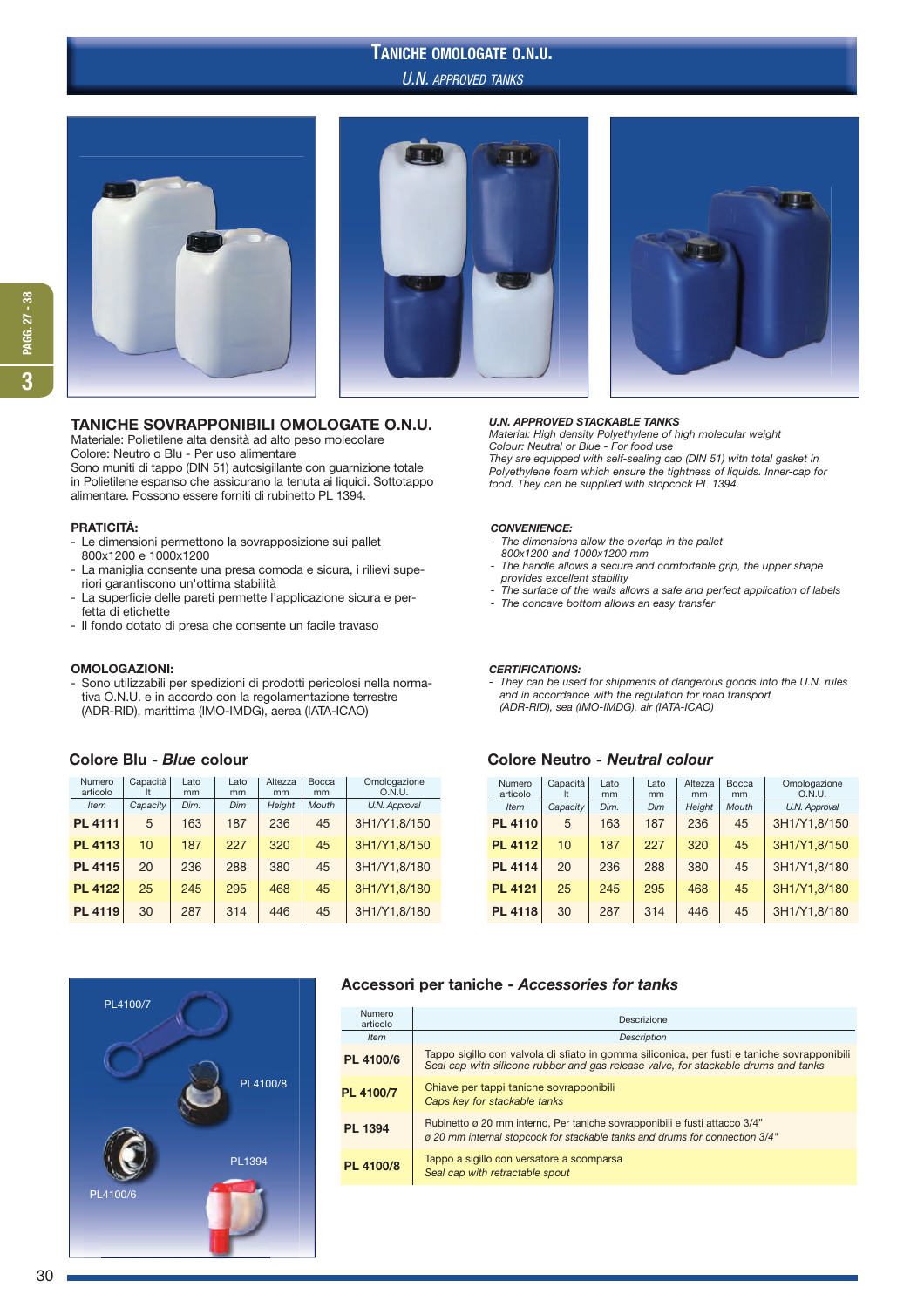# TANICHE OMOLOGATE O.N.U.

*U.N. APPROVED TANKS*

## TANICHE SOVRAPPONIBILI OMOLOGATE O.N.U.

Materiale: Polietilene alta densità ad alto peso molecolare
Colore: Neutro o Blu - Per uso alimentare
Sono muniti di tappo (DIN 51) autosigillante con guarnizione totale in Polietilene espanso che assicurano la tenuta ai liquidi. Sottotappo alimentare. Possono essere forniti di rubinetto PL 1394.

**PRATICITÀ:**

- Le dimensioni permettono la sovrapposizione sui pallet 800x1200 e 1000x1200
- La maniglia consente una presa comoda e sicura, i rilievi superiori garantiscono un'ottima stabilità
- La superficie delle pareti permette l'applicazione sicura e perfetta di etichette
- Il fondo dotato di presa che consente un facile travaso

**OMOLOGAZIONI:**

- Sono utilizzabili per spedizioni di prodotti pericolosi nella normativa O.N.U. e in accordo con la regolamentazione terrestre (ADR-RID), marittima (IMO-IMDG), aerea (IATA-ICAO)

***U.N. APPROVED STACKABLE TANKS***

*Material: High density Polyethylene of high molecular weight*
*Colour: Neutral or Blue - For food use*
*They are equipped with self-sealing cap (DIN 51) with total gasket in Polyethylene foam which ensure the tightness of liquids. Inner-cap for food. They can be supplied with stopcock PL 1394.*

***CONVENIENCE:***

- *The dimensions allow the overlap in the pallet 800x1200 and 1000x1200 mm*
- *The handle allows a secure and comfortable grip, the upper shape provides excellent stability*
- *The surface of the walls allows a safe and perfect application of labels*
- *The concave bottom allows an easy transfer*

***CERTIFICATIONS:***

- *They can be used for shipments of dangerous goods into the U.N. rules and in accordance with the regulation for road transport (ADR-RID), sea (IMO-IMDG), air (IATA-ICAO)*

### Colore Blu - *Blue* colour

| Numero articolo | Capacità lt | Lato mm | Lato mm | Altezza mm | Bocca mm | Omologazione O.N.U. |
|---|---|---|---|---|---|---|
| *Item* | *Capacity* | *Dim.* | *Dim* | *Height* | *Mouth* | *U.N. Approval* |
| **PL 4111** | 5 | 163 | 187 | 236 | 45 | 3H1/Y1,8/150 |
| **PL 4113** | 10 | 187 | 227 | 320 | 45 | 3H1/Y1,8/150 |
| **PL 4115** | 20 | 236 | 288 | 380 | 45 | 3H1/Y1,8/180 |
| **PL 4122** | 25 | 245 | 295 | 468 | 45 | 3H1/Y1,8/180 |
| **PL 4119** | 30 | 287 | 314 | 446 | 45 | 3H1/Y1,8/180 |

### Colore Neutro - *Neutral colour*

| Numero articolo | Capacità lt | Lato mm | Lato mm | Altezza mm | Bocca mm | Omologazione O.N.U. |
|---|---|---|---|---|---|---|
| *Item* | *Capacity* | *Dim.* | *Dim* | *Height* | *Mouth* | *U.N. Approval* |
| **PL 4110** | 5 | 163 | 187 | 236 | 45 | 3H1/Y1,8/150 |
| **PL 4112** | 10 | 187 | 227 | 320 | 45 | 3H1/Y1,8/150 |
| **PL 4114** | 20 | 236 | 288 | 380 | 45 | 3H1/Y1,8/180 |
| **PL 4121** | 25 | 245 | 295 | 468 | 45 | 3H1/Y1,8/180 |
| **PL 4118** | 30 | 287 | 314 | 446 | 45 | 3H1/Y1,8/180 |

PL4100/7

PL4100/8

PL1394

PL4100/6

### Accessori per taniche - *Accessories for tanks*

| Numero articolo | Descrizione |
|---|---|
| *Item* | *Description* |
| **PL 4100/6** | Tappo sigillo con valvola di sfiato in gomma siliconica, per fusti e taniche sovrapponibili<br>*Seal cap with silicone rubber and gas release valve, for stackable drums and tanks* |
| **PL 4100/7** | Chiave per tappi taniche sovrapponibili<br>*Caps key for stackable tanks* |
| **PL 1394** | Rubinetto ø 20 mm interno, Per taniche sovrapponibili e fusti attacco 3/4"<br>*ø 20 mm internal stopcock for stackable tanks and drums for connection 3/4"* |
| **PL 4100/8** | Tappo a sigillo con versatore a scomparsa<br>*Seal cap with retractable spout* |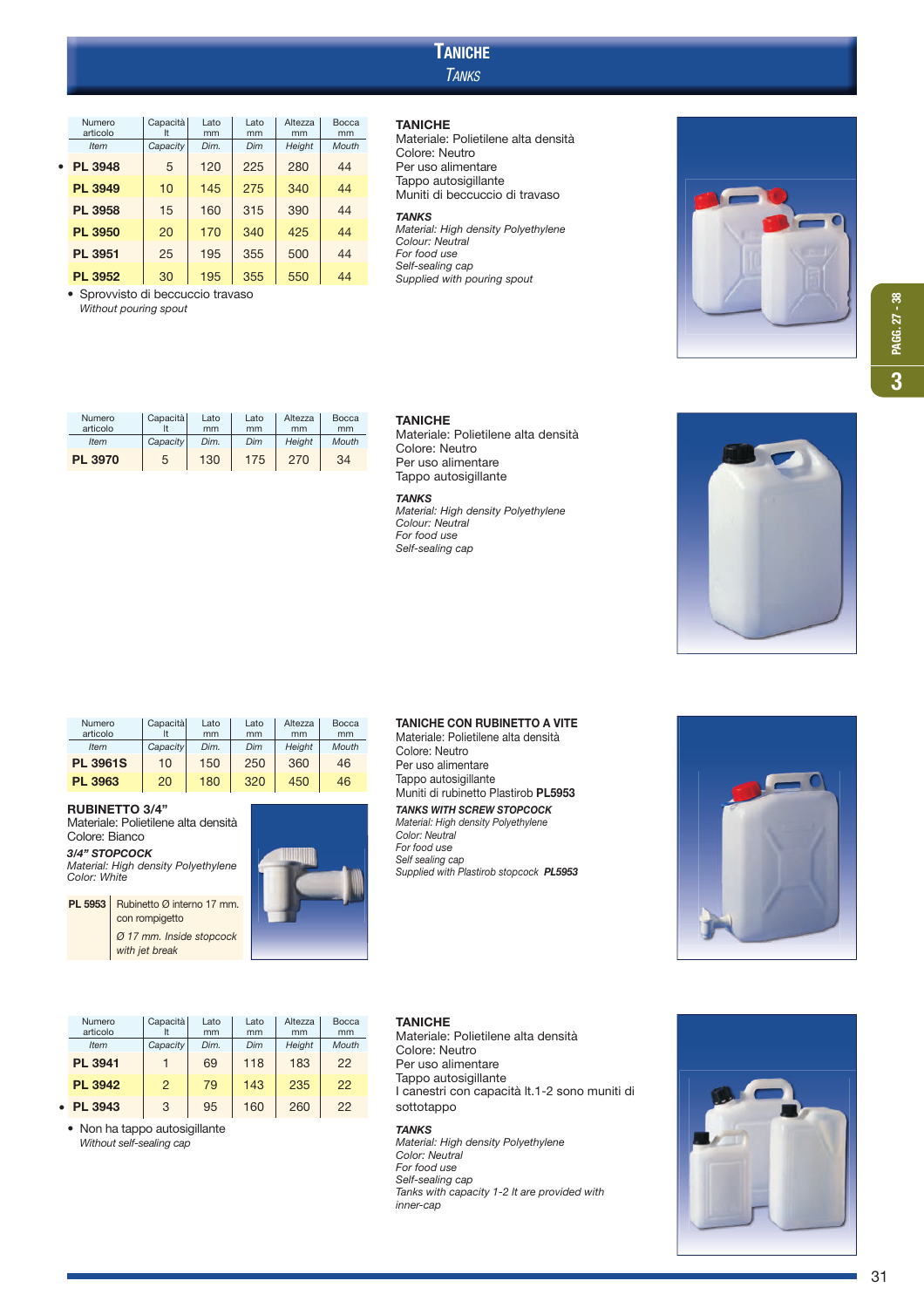# TANICHE
## *TANKS*

| Numero articolo<br>*Item* | Capacità lt<br>*Capacity* | Lato mm<br>*Dim.* | Lato mm<br>*Dim* | Altezza mm<br>*Height* | Bocca mm<br>*Mouth* |
|---|---|---|---|---|---|
| • **PL 3948** | 5 | 120 | 225 | 280 | 44 |
| **PL 3949** | 10 | 145 | 275 | 340 | 44 |
| **PL 3958** | 15 | 160 | 315 | 390 | 44 |
| **PL 3950** | 20 | 170 | 340 | 425 | 44 |
| **PL 3951** | 25 | 195 | 355 | 500 | 44 |
| **PL 3952** | 30 | 195 | 355 | 550 | 44 |

• Sprovvisto di beccuccio travaso
*Without pouring spout*

**TANICHE**
Materiale: Polietilene alta densità
Colore: Neutro
Per uso alimentare
Tappo autosigillante
Muniti di beccuccio di travaso

***TANKS***
*Material: High density Polyethylene*
*Colour: Neutral*
*For food use*
*Self-sealing cap*
*Supplied with pouring spout*

| Numero articolo<br>*Item* | Capacità lt<br>*Capacity* | Lato mm<br>*Dim.* | Lato mm<br>*Dim* | Altezza mm<br>*Height* | Bocca mm<br>*Mouth* |
|---|---|---|---|---|---|
| **PL 3970** | 5 | 130 | 175 | 270 | 34 |

**TANICHE**
Materiale: Polietilene alta densità
Colore: Neutro
Per uso alimentare
Tappo autosigillante

***TANKS***
*Material: High density Polyethylene*
*Colour: Neutral*
*For food use*
*Self-sealing cap*

| Numero articolo<br>*Item* | Capacità lt<br>*Capacity* | Lato mm<br>*Dim.* | Lato mm<br>*Dim* | Altezza mm<br>*Height* | Bocca mm<br>*Mouth* |
|---|---|---|---|---|---|
| **PL 3961S** | 10 | 150 | 250 | 360 | 46 |
| **PL 3963** | 20 | 180 | 320 | 450 | 46 |

**RUBINETTO 3/4”**
Materiale: Polietilene alta densità
Colore: Bianco

***3/4” STOPCOCK***
*Material: High density Polyethylene*
*Color: White*

| | |
|---|---|
| **PL 5953** | Rubinetto Ø interno 17 mm. con rompigetto<br>*Ø 17 mm. Inside stopcock with jet break* |

**TANICHE CON RUBINETTO A VITE**
Materiale: Polietilene alta densità
Colore: Neutro
Per uso alimentare
Tappo autosigillante
Muniti di rubinetto Plastirob **PL5953**

***TANKS WITH SCREW STOPCOCK***
*Material: High density Polyethylene*
*Color: Neutral*
*For food use*
*Self sealing cap*
*Supplied with Plastirob stopcock* ***PL5953***

| Numero articolo<br>*Item* | Capacità lt<br>*Capacity* | Lato mm<br>*Dim.* | Lato mm<br>*Dim* | Altezza mm<br>*Height* | Bocca mm<br>*Mouth* |
|---|---|---|---|---|---|
| **PL 3941** | 1 | 69 | 118 | 183 | 22 |
| **PL 3942** | 2 | 79 | 143 | 235 | 22 |
| • **PL 3943** | 3 | 95 | 160 | 260 | 22 |

• Non ha tappo autosigillante
*Without self-sealing cap*

**TANICHE**
Materiale: Polietilene alta densità
Colore: Neutro
Per uso alimentare
Tappo autosigillante
I canestri con capacità lt.1-2 sono muniti di sottotappo

***TANKS***
*Material: High density Polyethylene*
*Color: Neutral*
*For food use*
*Self-sealing cap*
*Tanks with capacity 1-2 lt are provided with inner-cap*